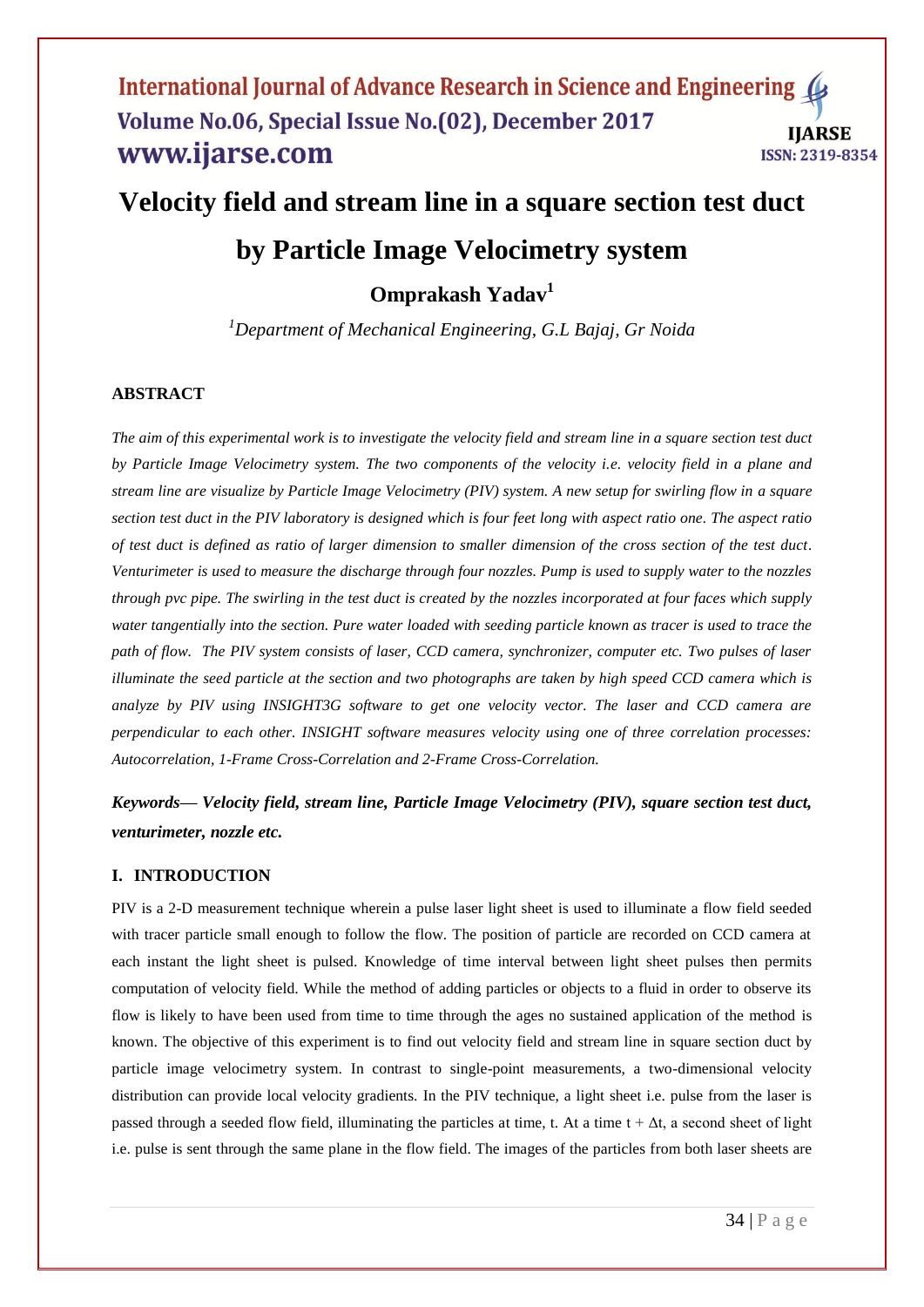# Velocity field and stream line in a square section test duct by Particle Image Velocimetry system

**Omprakash Yadav[1]**

*[1]Department of Mechanical Engineering, G.L Bajaj, Gr Noida*

## ABSTRACT

*The aim of this experimental work is to investigate the velocity field and stream line in a square section test duct by Particle Image Velocimetry system. The two components of the velocity i.e. velocity field in a plane and stream line are visualize by Particle Image Velocimetry (PIV) system. A new setup for swirling flow in a square section test duct in the PIV laboratory is designed which is four feet long with aspect ratio one. The aspect ratio of test duct is defined as ratio of larger dimension to smaller dimension of the cross section of the test duct. Venturimeter is used to measure the discharge through four nozzles. Pump is used to supply water to the nozzles through pvc pipe. The swirling in the test duct is created by the nozzles incorporated at four faces which supply water tangentially into the section. Pure water loaded with seeding particle known as tracer is used to trace the path of flow. The PIV system consists of laser, CCD camera, synchronizer, computer etc. Two pulses of laser illuminate the seed particle at the section and two photographs are taken by high speed CCD camera which is analyze by PIV using INSIGHT3G software to get one velocity vector. The laser and CCD camera are perpendicular to each other. INSIGHT software measures velocity using one of three correlation processes: Autocorrelation, 1-Frame Cross-Correlation and 2-Frame Cross-Correlation.*

***Keywords— Velocity field, stream line, Particle Image Velocimetry (PIV), square section test duct, venturimeter, nozzle etc.***

## I. INTRODUCTION

PIV is a 2-D measurement technique wherein a pulse laser light sheet is used to illuminate a flow field seeded with tracer particle small enough to follow the flow. The position of particle are recorded on CCD camera at each instant the light sheet is pulsed. Knowledge of time interval between light sheet pulses then permits computation of velocity field. While the method of adding particles or objects to a fluid in order to observe its flow is likely to have been used from time to time through the ages no sustained application of the method is known. The objective of this experiment is to find out velocity field and stream line in square section duct by particle image velocimetry system. In contrast to single-point measurements, a two-dimensional velocity distribution can provide local velocity gradients. In the PIV technique, a light sheet i.e. pulse from the laser is passed through a seeded flow field, illuminating the particles at time, t. At a time $t + \Delta t$, a second sheet of light i.e. pulse is sent through the same plane in the flow field. The images of the particles from both laser sheets are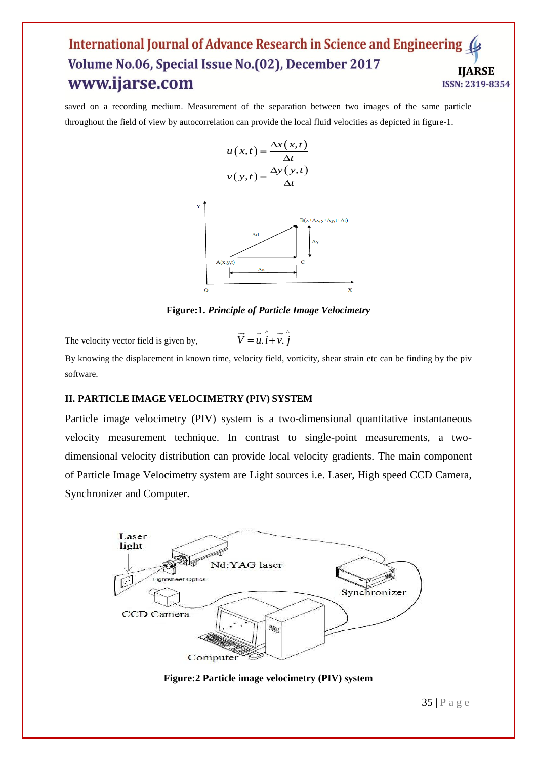saved on a recording medium. Measurement of the separation between two images of the same particle throughout the field of view by autocorrelation can provide the local fluid velocities as depicted in figure-1.

$$u(x,t) = \frac{\Delta x(x,t)}{\Delta t}$$

$$v(y,t) = \frac{\Delta y(y,t)}{\Delta t}$$

**Figure:1.** ***Principle of Particle Image Velocimetry***

The velocity vector field is given by, $\vec{V} = \vec{u}.\hat{i} + \vec{v}.\hat{j}$

By knowing the displacement in known time, velocity field, vorticity, shear strain etc can be finding by the piv software.

## II. PARTICLE IMAGE VELOCIMETRY (PIV) SYSTEM

Particle image velocimetry (PIV) system is a two-dimensional quantitative instantaneous velocity measurement technique. In contrast to single-point measurements, a two-dimensional velocity distribution can provide local velocity gradients. The main component of Particle Image Velocimetry system are Light sources i.e. Laser, High speed CCD Camera, Synchronizer and Computer.

**Figure:2 Particle image velocimetry (PIV) system**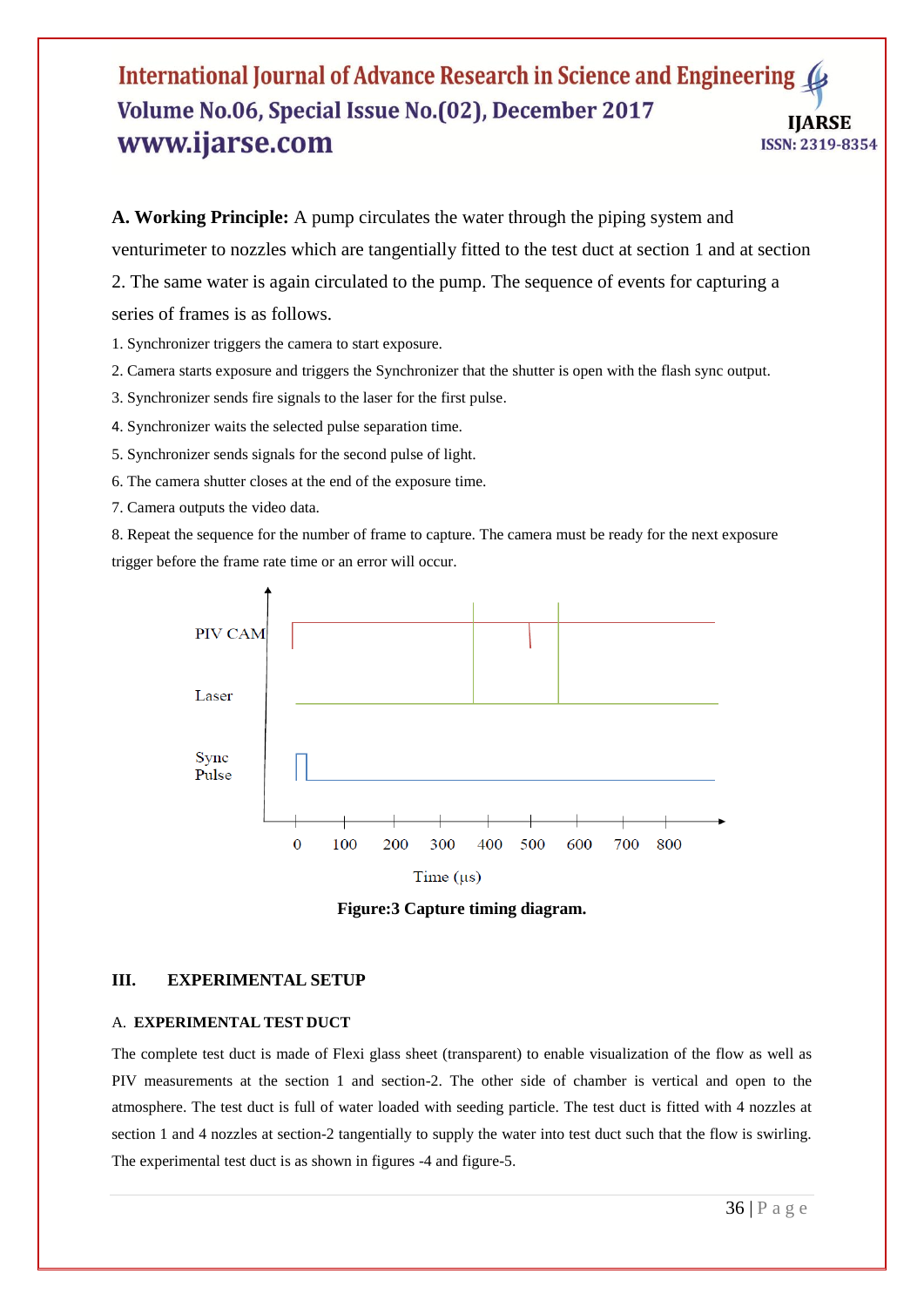**A. Working Principle:** A pump circulates the water through the piping system and venturimeter to nozzles which are tangentially fitted to the test duct at section 1 and at section 2. The same water is again circulated to the pump. The sequence of events for capturing a series of frames is as follows.

1. Synchronizer triggers the camera to start exposure.
2. Camera starts exposure and triggers the Synchronizer that the shutter is open with the flash sync output.
3. Synchronizer sends fire signals to the laser for the first pulse.
4. Synchronizer waits the selected pulse separation time.
5. Synchronizer sends signals for the second pulse of light.
6. The camera shutter closes at the end of the exposure time.
7. Camera outputs the video data.
8. Repeat the sequence for the number of frame to capture. The camera must be ready for the next exposure trigger before the frame rate time or an error will occur.

PIV CAM

Laser

Sync Pulse

0 100 200 300 400 500 600 700 800

Time (μs)

**Figure:3 Capture timing diagram.**

## III. EXPERIMENTAL SETUP

### A. EXPERIMENTAL TEST DUCT

The complete test duct is made of Flexi glass sheet (transparent) to enable visualization of the flow as well as PIV measurements at the section 1 and section-2. The other side of chamber is vertical and open to the atmosphere. The test duct is full of water loaded with seeding particle. The test duct is fitted with 4 nozzles at section 1 and 4 nozzles at section-2 tangentially to supply the water into test duct such that the flow is swirling. The experimental test duct is as shown in figures -4 and figure-5.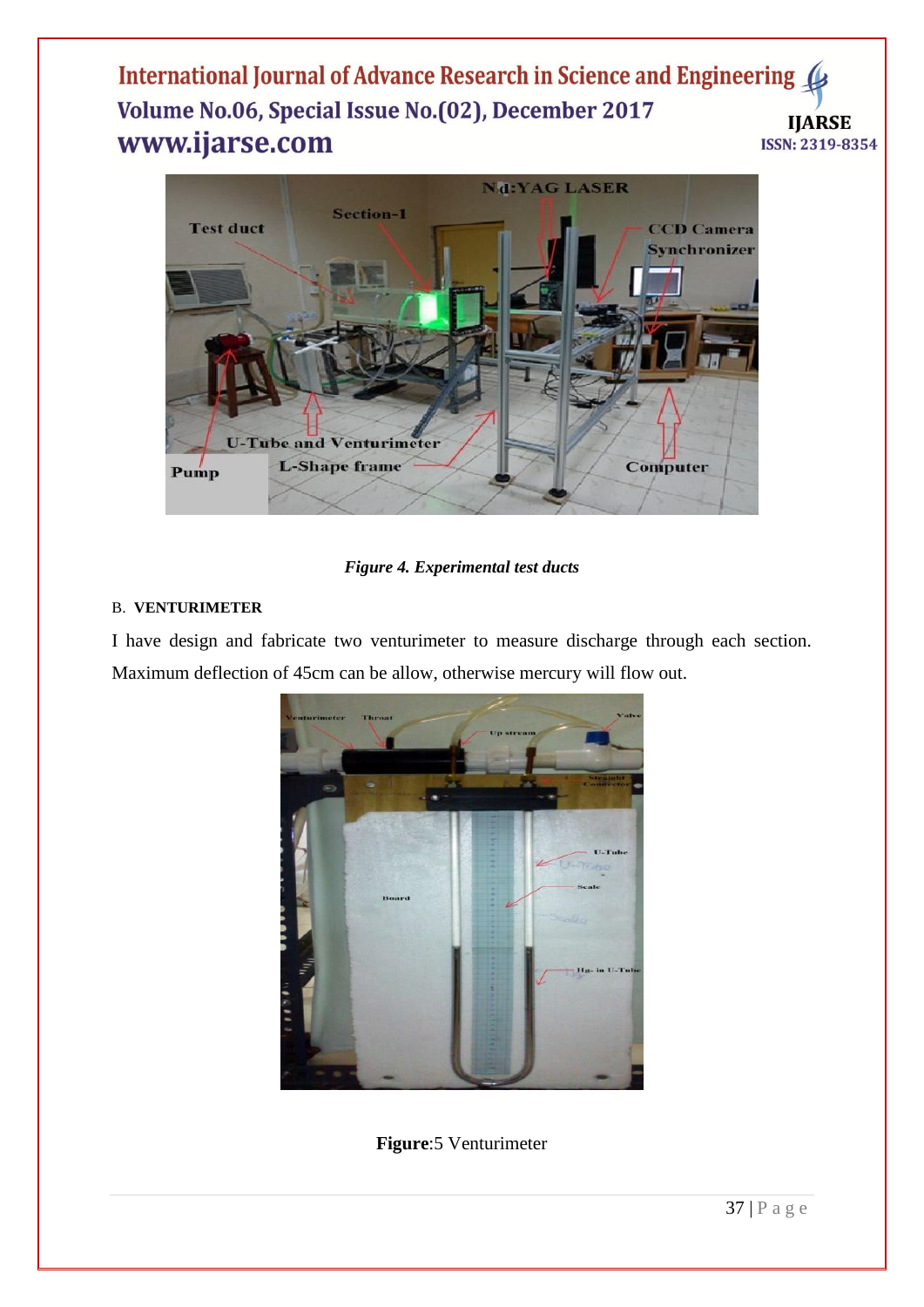*Figure 4. Experimental test ducts*

B. **VENTURIMETER**

I have design and fabricate two venturimeter to measure discharge through each section. Maximum deflection of 45cm can be allow, otherwise mercury will flow out.

**Figure**:5 Venturimeter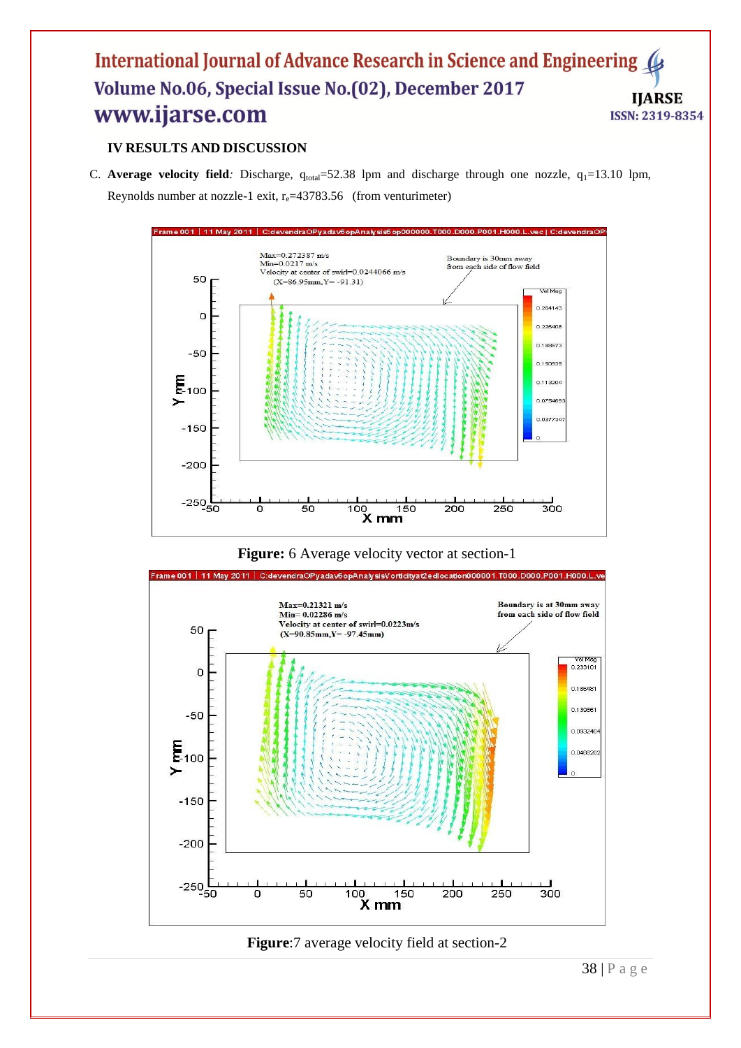## IV RESULTS AND DISCUSSION

C. **Average velocity field***:* Discharge, $q_{total}$=52.38 lpm and discharge through one nozzle, $q_1$=13.10 lpm, Reynolds number at nozzle-1 exit, $r_e$=43783.56 (from venturimeter)

**Figure:** 6 Average velocity vector at section-1

**Figure**:7 average velocity field at section-2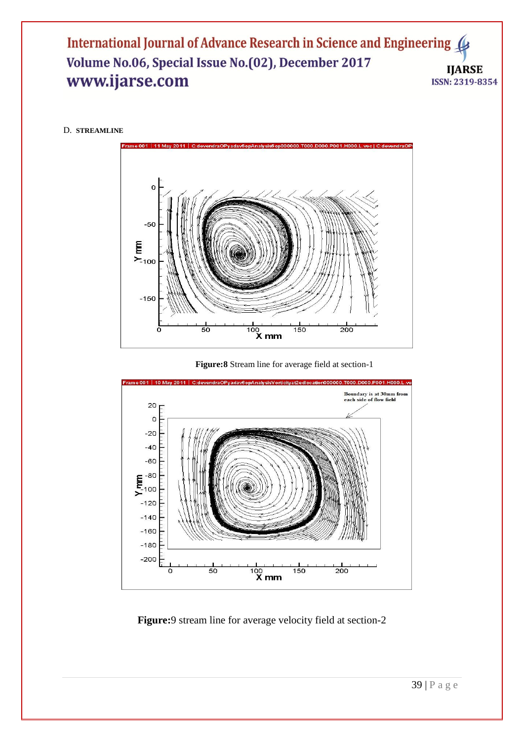D. **STREAMLINE**

**Figure:8** Stream line for average field at section-1

**Figure:**9 stream line for average velocity field at section-2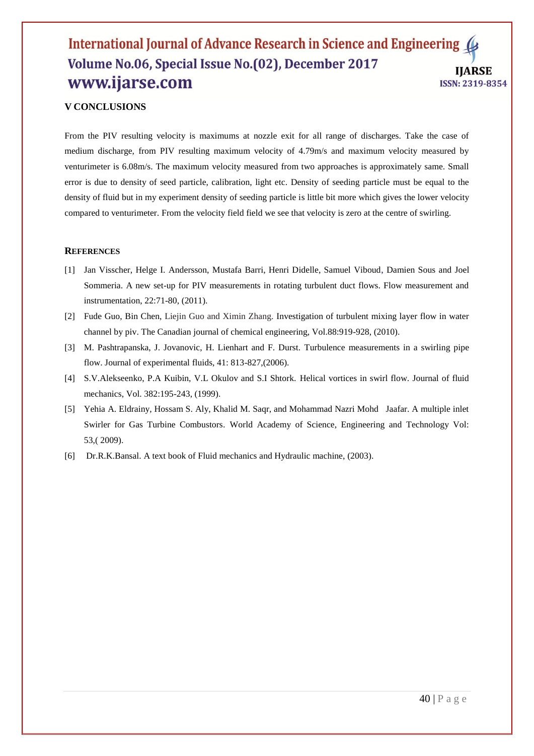## V CONCLUSIONS

From the PIV resulting velocity is maximums at nozzle exit for all range of discharges. Take the case of medium discharge, from PIV resulting maximum velocity of 4.79m/s and maximum velocity measured by venturimeter is 6.08m/s. The maximum velocity measured from two approaches is approximately same. Small error is due to density of seed particle, calibration, light etc. Density of seeding particle must be equal to the density of fluid but in my experiment density of seeding particle is little bit more which gives the lower velocity compared to venturimeter. From the velocity field field we see that velocity is zero at the centre of swirling.

## REFERENCES

[1] Jan Visscher, Helge I. Andersson, Mustafa Barri, Henri Didelle, Samuel Viboud, Damien Sous and Joel Sommeria. A new set-up for PIV measurements in rotating turbulent duct flows. Flow measurement and instrumentation, 22:71-80, (2011).

[2] Fude Guo, Bin Chen, Liejin Guo and Ximin Zhang. Investigation of turbulent mixing layer flow in water channel by piv. The Canadian journal of chemical engineering, Vol.88:919-928, (2010).

[3] M. Pashtrapanska, J. Jovanovic, H. Lienhart and F. Durst. Turbulence measurements in a swirling pipe flow. Journal of experimental fluids, 41: 813-827,(2006).

[4] S.V.Alekseenko, P.A Kuibin, V.L Okulov and S.I Shtork. Helical vortices in swirl flow. Journal of fluid mechanics, Vol. 382:195-243, (1999).

[5] Yehia A. Eldrainy, Hossam S. Aly, Khalid M. Saqr, and Mohammad Nazri Mohd Jaafar. A multiple inlet Swirler for Gas Turbine Combustors. World Academy of Science, Engineering and Technology Vol: 53,( 2009).

[6] Dr.R.K.Bansal. A text book of Fluid mechanics and Hydraulic machine, (2003).